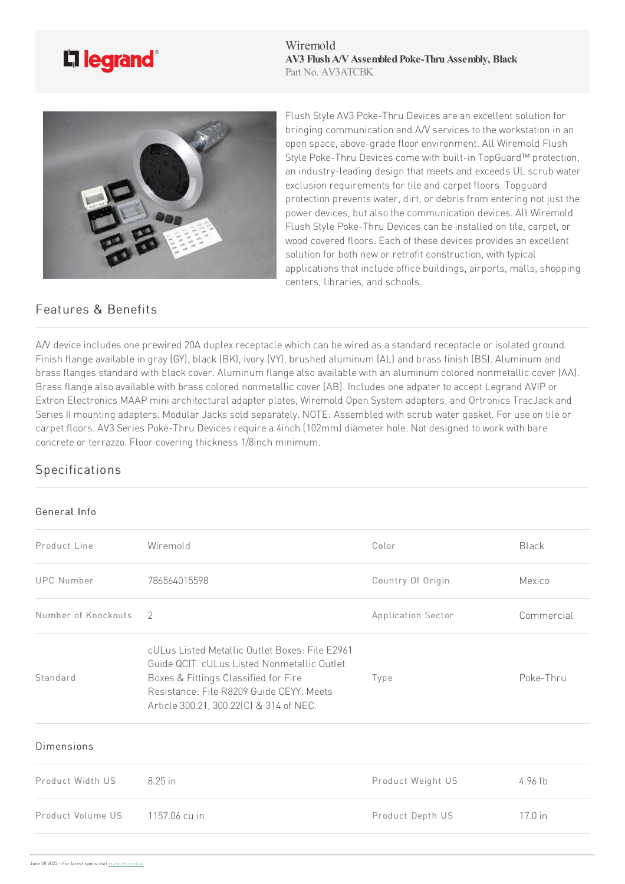Wiremold
**AV3 Flush A/V Assembled Poke-Thru Assembly, Black**
Part No. AV3ATCBK

Flush Style AV3 Poke-Thru Devices are an excellent solution for bringing communication and A/V services to the workstation in an open space, above-grade floor environment. All Wiremold Flush Style Poke-Thru Devices come with built-in TopGuard™ protection, an industry-leading design that meets and exceeds UL scrub water exclusion requirements for tile and carpet floors. Topguard protection prevents water, dirt, or debris from entering not just the power devices, but also the communication devices. All Wiremold Flush Style Poke-Thru Devices can be installed on tile, carpet, or wood covered floors. Each of these devices provides an excellent solution for both new or retrofit construction, with typical applications that include office buildings, airports, malls, shopping centers, libraries, and schools.

## Features & Benefits

A/V device includes one prewired 20A duplex receptacle which can be wired as a standard receptacle or isolated ground. Finish flange available in gray (GY), black (BK), ivory (VY), brushed aluminum (AL) and brass finish (BS). Aluminum and brass flanges standard with black cover. Aluminum flange also available with an aluminum colored nonmetallic cover (AA). Brass flange also available with brass colored nonmetallic cover (AB). Includes one adpater to accept Legrand AVIP or Extron Electronics MAAP mini architectural adapter plates, Wiremold Open System adapters, and Ortronics TracJack and Series II mounting adapters. Modular Jacks sold separately. NOTE: Assembled with scrub water gasket. For use on tile or carpet floors. AV3 Series Poke-Thru Devices require a 4inch (102mm) diameter hole. Not designed to work with bare concrete or terrazzo. Floor covering thickness 1/8inch minimum.

## Specifications

### General Info

| | | | |
|---|---|---|---|
| Product Line | Wiremold | Color | Black |
| UPC Number | 786564015598 | Country Of Origin | Mexico |
| Number of Knockouts | 2 | Application Sector | Commercial |
| Standard | cULus Listed Metallic Outlet Boxes: File E2961 Guide QCIT. cULus Listed Nonmetallic Outlet Boxes & Fittings Classified for Fire Resistance: File R8209 Guide CEYY. Meets Article 300.21, 300.22(C) & 314 of NEC. | Type | Poke-Thru |

### Dimensions

| | | | |
|---|---|---|---|
| Product Width US | 8.25 in | Product Weight US | 4.96 lb |
| Product Volume US | 1157.06 cu in | Product Depth US | 17.0 in |

June 28 2022 - For latest specs visit www.legrand.us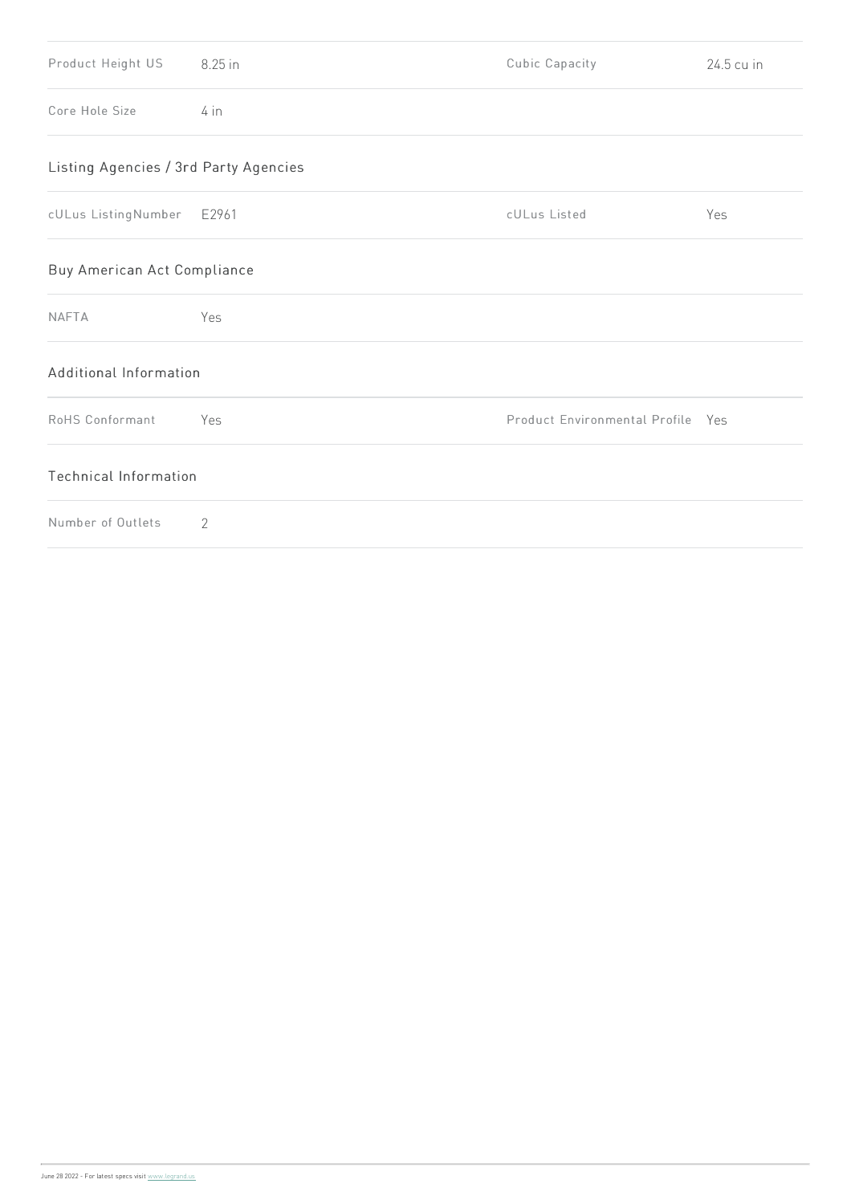| | | | |
|---|---|---|---|
| Product Height US | 8.25 in | Cubic Capacity | 24.5 cu in |
| Core Hole Size | 4 in | | |

## Listing Agencies / 3rd Party Agencies

| | | | |
|---|---|---|---|
| cULus ListingNumber | E2961 | cULus Listed | Yes |

## Buy American Act Compliance

| | |
|---|---|
| NAFTA | Yes |

## Additional Information

| | | | |
|---|---|---|---|
| RoHS Conformant | Yes | Product Environmental Profile | Yes |

## Technical Information

| | |
|---|---|
| Number of Outlets | 2 |

June 28 2022 - For latest specs visit www.legrand.us